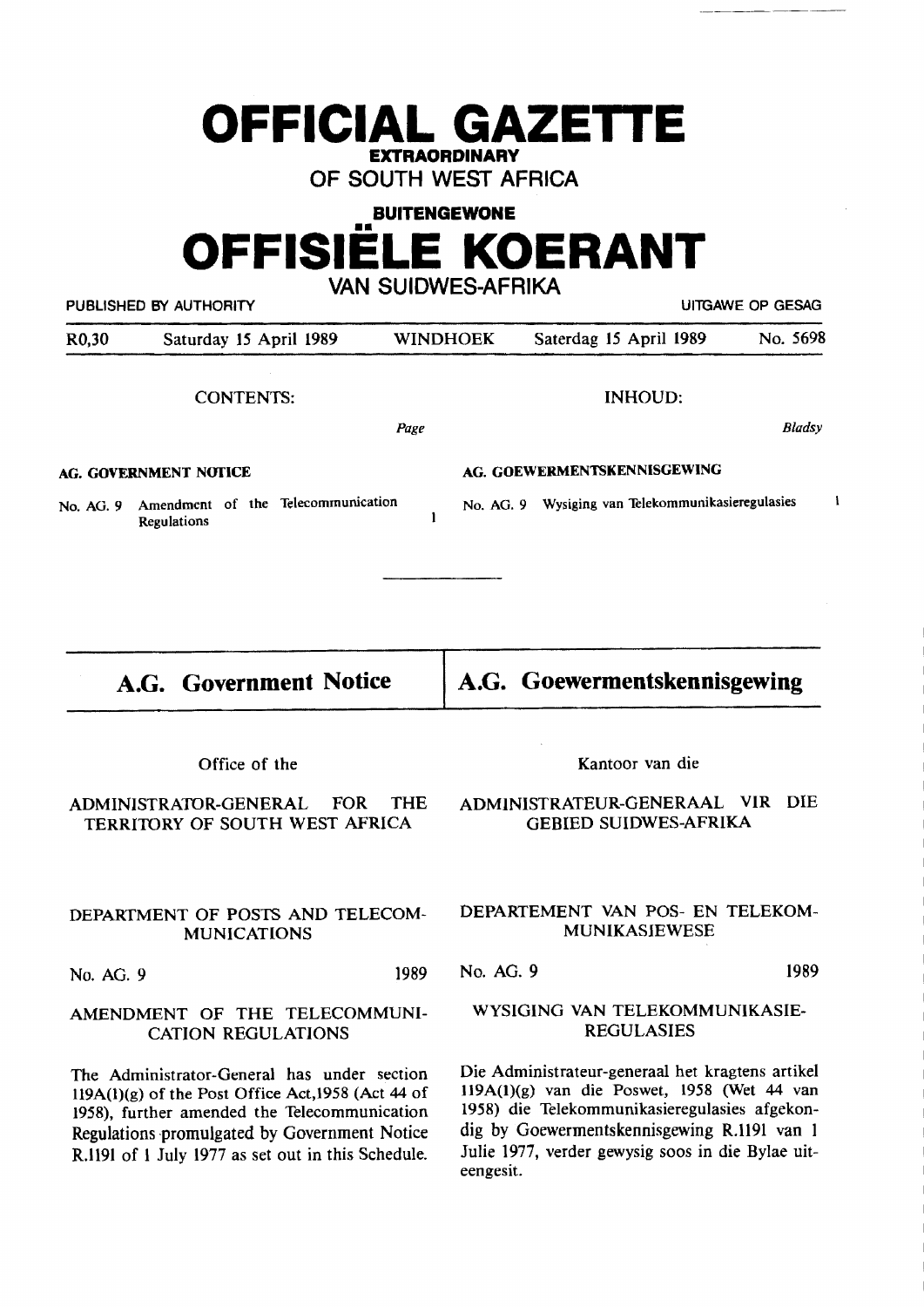# OFFICIAL GAZETTE

**EXTRAORDINARY**

**OF SOUTH WEST AFRICA**

**BUITENGEWONE**

# OFFISIËLE KOERANT

**VAN SUIDWES-AFRIKA**

PUBLISHED BY AUTHORITY — UITGAWE OP GESAG

| R0,30 | Saturday 15 April 1989 | WINDHOEK | Saterdag 15 April 1989 | No. 5698 |
|---|---|---|---|---|

CONTENTS: *Page*

**AG. GOVERNMENT NOTICE**

No. AG. 9 Amendment of the Telecommunication Regulations ... 1

INHOUD: *Bladsy*

**AG. GOEWERMENTSKENNISGEWING**

No. AG. 9 Wysiging van Telekommunikasieregulasies ... 1

---

## A.G. Government Notice

Office of the

ADMINISTRATOR-GENERAL FOR THE TERRITORY OF SOUTH WEST AFRICA

DEPARTMENT OF POSTS AND TELECOMMUNICATIONS

No. AG. 9 1989

AMENDMENT OF THE TELECOMMUNICATION REGULATIONS

The Administrator-General has under section 119A(1)(g) of the Post Office Act,1958 (Act 44 of 1958), further amended the Telecommunication Regulations promulgated by Government Notice R.1191 of 1 July 1977 as set out in this Schedule.

## A.G. Goewermentskennisgewing

Kantoor van die

ADMINISTRATEUR-GENERAAL VIR DIE GEBIED SUIDWES-AFRIKA

DEPARTEMENT VAN POS- EN TELEKOMMUNIKASIEWESE

No. AG. 9 1989

WYSIGING VAN TELEKOMMUNIKASIE-REGULASIES

Die Administrateur-generaal het kragtens artikel 119A(1)(g) van die Poswet, 1958 (Wet 44 van 1958) die Telekommunikasieregulasies afgekondig by Goewermentskennisgewing R.1191 van 1 Julie 1977, verder gewysig soos in die Bylae uiteengesit.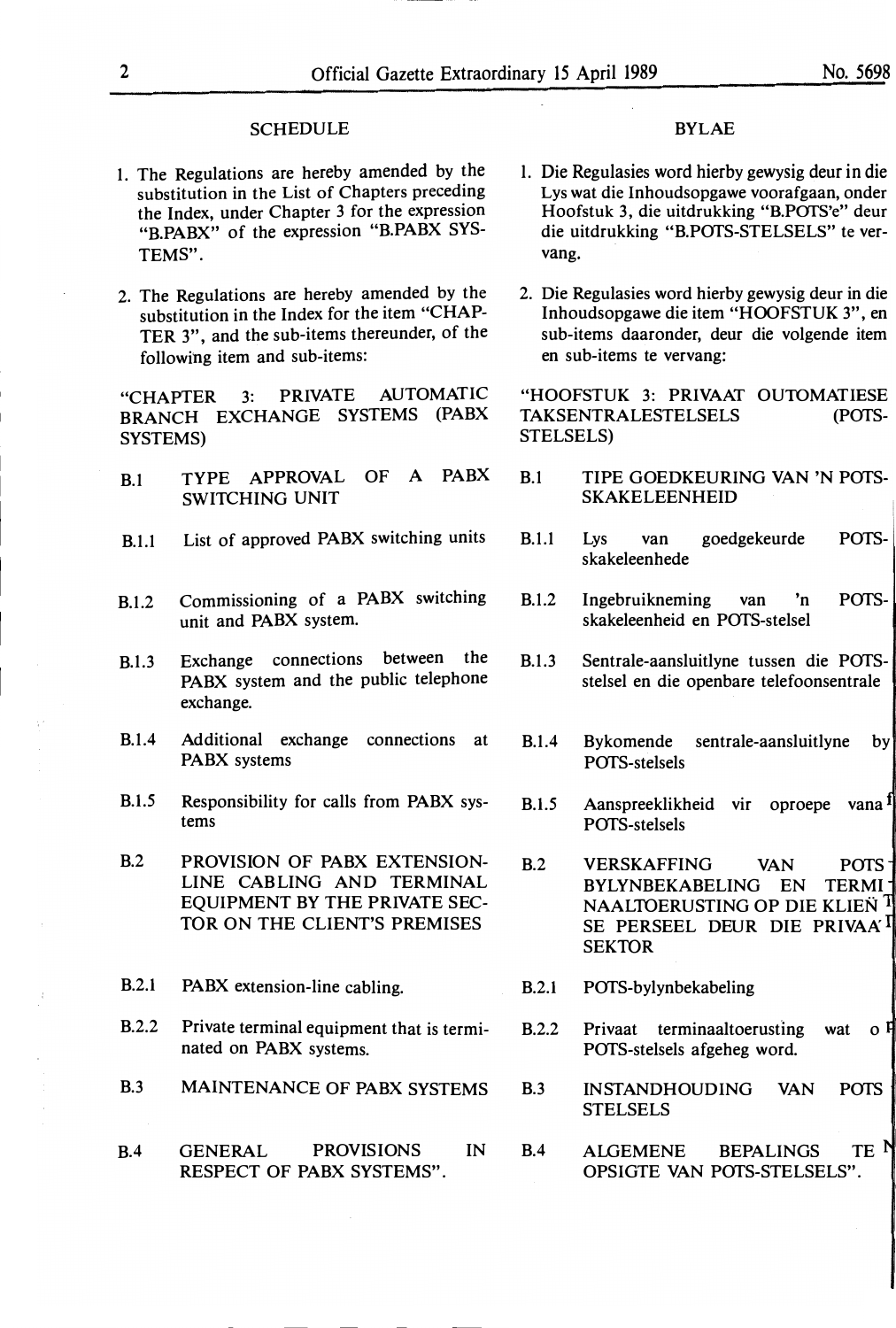## SCHEDULE

1. The Regulations are hereby amended by the substitution in the List of Chapters preceding the Index, under Chapter 3 for the expression "B.PABX" of the expression "B.PABX SYSTEMS".

2. The Regulations are hereby amended by the substitution in the Index for the item "CHAPTER 3", and the sub-items thereunder, of the following item and sub-items:

"CHAPTER 3: PRIVATE AUTOMATIC BRANCH EXCHANGE SYSTEMS (PABX SYSTEMS)

| | |
|---|---|
| B.1 | TYPE APPROVAL OF A PABX SWITCHING UNIT |
| B.1.1 | List of approved PABX switching units |
| B.1.2 | Commissioning of a PABX switching unit and PABX system. |
| B.1.3 | Exchange connections between the PABX system and the public telephone exchange. |
| B.1.4 | Additional exchange connections at PABX systems |
| B.1.5 | Responsibility for calls from PABX systems |
| B.2 | PROVISION OF PABX EXTENSION-LINE CABLING AND TERMINAL EQUIPMENT BY THE PRIVATE SECTOR ON THE CLIENT'S PREMISES |
| B.2.1 | PABX extension-line cabling. |
| B.2.2 | Private terminal equipment that is terminated on PABX systems. |
| B.3 | MAINTENANCE OF PABX SYSTEMS |
| B.4 | GENERAL PROVISIONS IN RESPECT OF PABX SYSTEMS". |

## BYLAE

1. Die Regulasies word hierby gewysig deur in die Lys wat die Inhoudsopgawe voorafgaan, onder Hoofstuk 3, die uitdrukking "B.POTS'e" deur die uitdrukking "B.POTS-STELSELS" te vervang.

2. Die Regulasies word hierby gewysig deur in die Inhoudsopgawe die item "HOOFSTUK 3", en sub-items daaronder, deur die volgende item en sub-items te vervang:

"HOOFSTUK 3: PRIVAAT OUTOMATIESE TAKSENTRALESTELSELS (POTS-STELSELS)

| | |
|---|---|
| B.1 | TIPE GOEDKEURING VAN 'N POTS-SKAKELEENHEID |
| B.1.1 | Lys van goedgekeurde POTS-skakeleenhede |
| B.1.2 | Ingebruikneming van 'n POTS-skakeleenheid en POTS-stelsel |
| B.1.3 | Sentrale-aansluitlyne tussen die POTS-stelsel en die openbare telefoonsentrale |
| B.1.4 | Bykomende sentrale-aansluitlyne by POTS-stelsels |
| B.1.5 | Aanspreeklikheid vir oproepe vanaf POTS-stelsels |
| B.2 | VERSKAFFING VAN POTS-BYLYNBEKABELING EN TERMINAALTOERUSTING OP DIE KLIENT SE PERSEEL DEUR DIE PRIVAAT SEKTOR |
| B.2.1 | POTS-bylynbekabeling |
| B.2.2 | Privaat terminaaltoerusting wat op POTS-stelsels afgeheg word. |
| B.3 | INSTANDHOUDING VAN POTS-STELSELS |
| B.4 | ALGEMENE BEPALINGS TEN OPSIGTE VAN POTS-STELSELS". |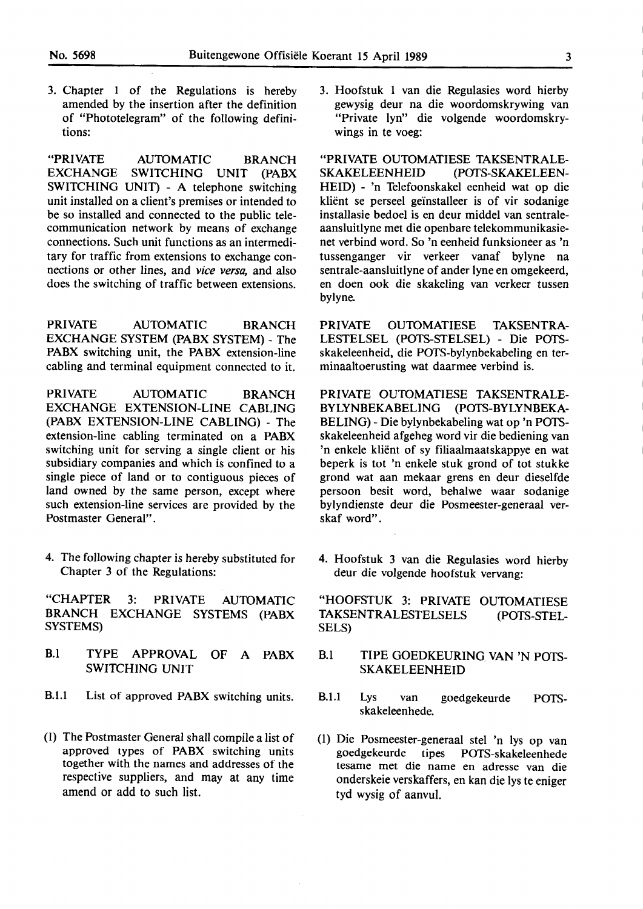3. Chapter 1 of the Regulations is hereby amended by the insertion after the definition of "Phototelegram" of the following definitions:

"PRIVATE AUTOMATIC BRANCH EXCHANGE SWITCHING UNIT (PABX SWITCHING UNIT) - A telephone switching unit installed on a client's premises or intended to be so installed and connected to the public telecommunication network by means of exchange connections. Such unit functions as an intermeditary for traffic from extensions to exchange connections or other lines, and *vice versa,* and also does the switching of traffic between extensions.

PRIVATE AUTOMATIC BRANCH EXCHANGE SYSTEM (PABX SYSTEM) - The PABX switching unit, the PABX extension-line cabling and terminal equipment connected to it.

PRIVATE AUTOMATIC BRANCH EXCHANGE EXTENSION-LINE CABLING (PABX EXTENSION-LINE CABLING) - The extension-line cabling terminated on a PABX switching unit for serving a single client or his subsidiary companies and which is confined to a single piece of land or to contiguous pieces of land owned by the same person, except where such extension-line services are provided by the Postmaster General".

4. The following chapter is hereby substituted for Chapter 3 of the Regulations:

"CHAPTER 3: PRIVATE AUTOMATIC BRANCH EXCHANGE SYSTEMS (PABX SYSTEMS)

B.1 TYPE APPROVAL OF A PABX SWITCHING UNIT

B.1.1 List of approved PABX switching units.

(1) The Postmaster General shall compile a list of approved types of PABX switching units together with the names and addresses of the respective suppliers, and may at any time amend or add to such list.

3. Hoofstuk 1 van die Regulasies word hierby gewysig deur na die woordomskrywing van "Private lyn" die volgende woordomskrywings in te voeg:

"PRIVATE OUTOMATIESE TAKSENTRALE-SKAKELEENHEID (POTS-SKAKELEENHEID) - 'n Telefoonskakel eenheid wat op die kliënt se perseel geïnstalleer is of vir sodanige installasie bedoel is en deur middel van sentrale-aansluitlyne met die openbare telekommunikasienet verbind word. So 'n eenheid funksioneer as 'n tussenganger vir verkeer vanaf bylyne na sentrale-aansluitlyne of ander lyne en omgekeerd, en doen ook die skakeling van verkeer tussen bylyne.

PRIVATE OUTOMATIESE TAKSENTRALESTELSEL (POTS-STELSEL) - Die POTS-skakeleenheid, die POTS-bylynbekabeling en terminaaltoerusting wat daarmee verbind is.

PRIVATE OUTOMATIESE TAKSENTRALE-BYLYNBEKABELING (POTS-BYLYNBEKABELING) - Die bylynbekabeling wat op 'n POTS-skakeleenheid afgeheg word vir die bediening van 'n enkele kliënt of sy filiaalmaatskappye en wat beperk is tot 'n enkele stuk grond of tot stukke grond wat aan mekaar grens en deur dieselfde persoon besit word, behalwe waar sodanige bylyndienste deur die Posmeester-generaal verskaf word".

4. Hoofstuk 3 van die Regulasies word hierby deur die volgende hoofstuk vervang:

"HOOFSTUK 3: PRIVATE OUTOMATIESE TAKSENTRALESTELSELS (POTS-STELSELS)

B.1 TIPE GOEDKEURING VAN 'N POTS-SKAKELEENHEID

B.1.1 Lys van goedgekeurde POTS-skakeleenhede.

(1) Die Posmeester-generaal stel 'n lys op van goedgekeurde tipes POTS-skakeleenhede tesame met die name en adresse van die onderskeie verskaffers, en kan die lys te eniger tyd wysig of aanvul.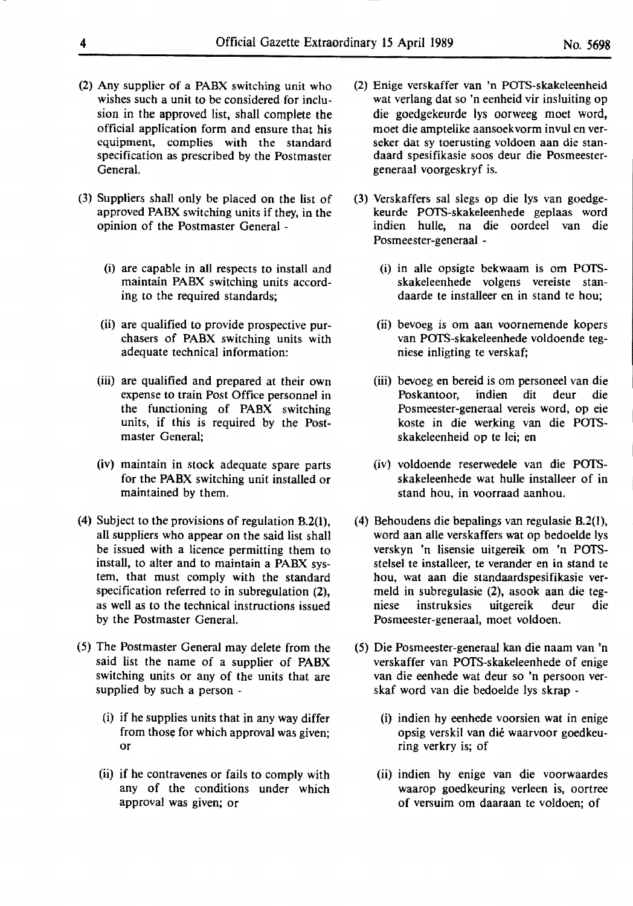(2) Any supplier of a PABX switching unit who wishes such a unit to be considered for inclusion in the approved list, shall complete the official application form and ensure that his equipment, complies with the standard specification as prescribed by the Postmaster General.

(3) Suppliers shall only be placed on the list of approved PABX switching units if they, in the opinion of the Postmaster General -

(i) are capable in all respects to install and maintain PABX switching units according to the required standards;

(ii) are qualified to provide prospective purchasers of PABX switching units with adequate technical information:

(iii) are qualified and prepared at their own expense to train Post Office personnel in the functioning of PABX switching units, if this is required by the Postmaster General;

(iv) maintain in stock adequate spare parts for the PABX switching unit installed or maintained by them.

(4) Subject to the provisions of regulation B.2(1), all suppliers who appear on the said list shall be issued with a licence permitting them to install, to alter and to maintain a PABX system, that must comply with the standard specification referred to in subregulation (2), as well as to the technical instructions issued by the Postmaster General.

(5) The Postmaster General may delete from the said list the name of a supplier of PABX switching units or any of the units that are supplied by such a person -

(i) if he supplies units that in any way differ from those for which approval was given; or

(ii) if he contravenes or fails to comply with any of the conditions under which approval was given; or

(2) Enige verskaffer van 'n POTS-skakeleenheid wat verlang dat so 'n eenheid vir insluiting op die goedgekeurde lys oorweeg moet word, moet die amptelike aansoekvorm invul en verseker dat sy toerusting voldoen aan die standaard spesifikasie soos deur die Posmeester-generaal voorgeskryf is.

(3) Verskaffers sal slegs op die lys van goedgekeurde POTS-skakeleenhede geplaas word indien hulle, na die oordeel van die Posmeester-generaal -

(i) in alle opsigte bekwaam is om POTS-skakeleenhede volgens vereiste standaarde te installeer en in stand te hou;

(ii) bevoeg is om aan voornemende kopers van POTS-skakeleenhede voldoende tegniese inligting te verskaf;

(iii) bevoeg en bereid is om personeel van die Poskantoor, indien dit deur die Posmeester-generaal vereis word, op eie koste in die werking van die POTS-skakeleenheid op te lei; en

(iv) voldoende reserwedele van die POTS-skakeleenhede wat hulle installeer of in stand hou, in voorraad aanhou.

(4) Behoudens die bepalings van regulasie B.2(1), word aan alle verskaffers wat op bedoelde lys verskyn 'n lisensie uitgereik om 'n POTS-stelsel te installeer, te verander en in stand te hou, wat aan die standaardspesifikasie vermeld in subregulasie (2), asook aan die tegniese instruksies uitgereik deur die Posmeester-generaal, moet voldoen.

(5) Die Posmeester-generaal kan die naam van 'n verskaffer van POTS-skakeleenhede of enige van die eenhede wat deur so 'n persoon verskaf word van die bedoelde lys skrap -

(i) indien hy eenhede voorsien wat in enige opsig verskil van dié waarvoor goedkeuring verkry is; of

(ii) indien hy enige van die voorwaardes waarop goedkeuring verleen is, oortree of versuim om daaraan te voldoen; of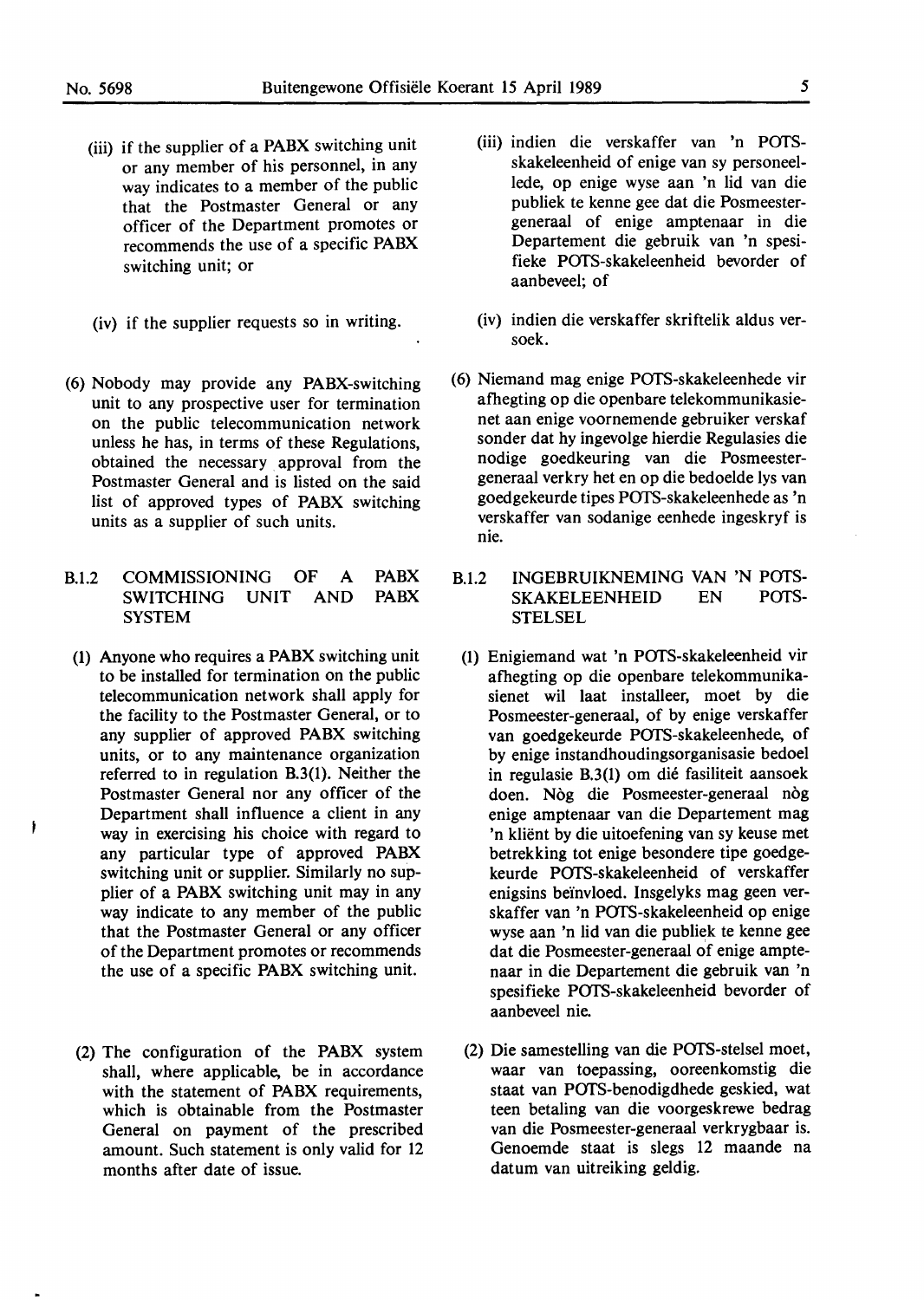(iii) if the supplier of a PABX switching unit or any member of his personnel, in any way indicates to a member of the public that the Postmaster General or any officer of the Department promotes or recommends the use of a specific PABX switching unit; or

(iv) if the supplier requests so in writing.

(6) Nobody may provide any PABX-switching unit to any prospective user for termination on the public telecommunication network unless he has, in terms of these Regulations, obtained the necessary approval from the Postmaster General and is listed on the said list of approved types of PABX switching units as a supplier of such units.

## B.1.2 COMMISSIONING OF A PABX SWITCHING UNIT AND PABX SYSTEM

(1) Anyone who requires a PABX switching unit to be installed for termination on the public telecommunication network shall apply for the facility to the Postmaster General, or to any supplier of approved PABX switching units, or to any maintenance organization referred to in regulation B.3(1). Neither the Postmaster General nor any officer of the Department shall influence a client in any way in exercising his choice with regard to any particular type of approved PABX switching unit or supplier. Similarly no supplier of a PABX switching unit may in any way indicate to any member of the public that the Postmaster General or any officer of the Department promotes or recommends the use of a specific PABX switching unit.

(2) The configuration of the PABX system shall, where applicable, be in accordance with the statement of PABX requirements, which is obtainable from the Postmaster General on payment of the prescribed amount. Such statement is only valid for 12 months after date of issue.

(iii) indien die verskaffer van 'n POTS-skakeleenheid of enige van sy personeellede, op enige wyse aan 'n lid van die publiek te kenne gee dat die Posmeester-generaal of enige amptenaar in die Departement die gebruik van 'n spesifieke POTS-skakeleenheid bevorder of aanbeveel; of

(iv) indien die verskaffer skriftelik aldus versoek.

(6) Niemand mag enige POTS-skakeleenhede vir afhegting op die openbare telekommunikasienet aan enige voornemende gebruiker verskaf sonder dat hy ingevolge hierdie Regulasies die nodige goedkeuring van die Posmeester-generaal verkry het en op die bedoelde lys van goedgekeurde tipes POTS-skakeleenhede as 'n verskaffer van sodanige eenhede ingeskryf is nie.

## B.1.2 INGEBRUIKNEMING VAN 'N POTS-SKAKELEENHEID EN POTS-STELSEL

(1) Enigiemand wat 'n POTS-skakeleenheid vir afhegting op die openbare telekommunikasienet wil laat installeer, moet by die Posmeester-generaal, of by enige verskaffer van goedgekeurde POTS-skakeleenhede, of by enige instandhoudingsorganisasie bedoel in regulasie B.3(1) om dié fasiliteit aansoek doen. Nòg die Posmeester-generaal nòg enige amptenaar van die Departement mag 'n kliënt by die uitoefening van sy keuse met betrekking tot enige besondere tipe goedgekeurde POTS-skakeleenheid of verskaffer enigsins beïnvloed. Insgelyks mag geen verskaffer van 'n POTS-skakeleenheid op enige wyse aan 'n lid van die publiek te kenne gee dat die Posmeester-generaal of enige amptenaar in die Departement die gebruik van 'n spesifieke POTS-skakeleenheid bevorder of aanbeveel nie.

(2) Die samestelling van die POTS-stelsel moet, waar van toepassing, ooreenkomstig die staat van POTS-benodigdhede geskied, wat teen betaling van die voorgeskrewe bedrag van die Posmeester-generaal verkrygbaar is. Genoemde staat is slegs 12 maande na datum van uitreiking geldig.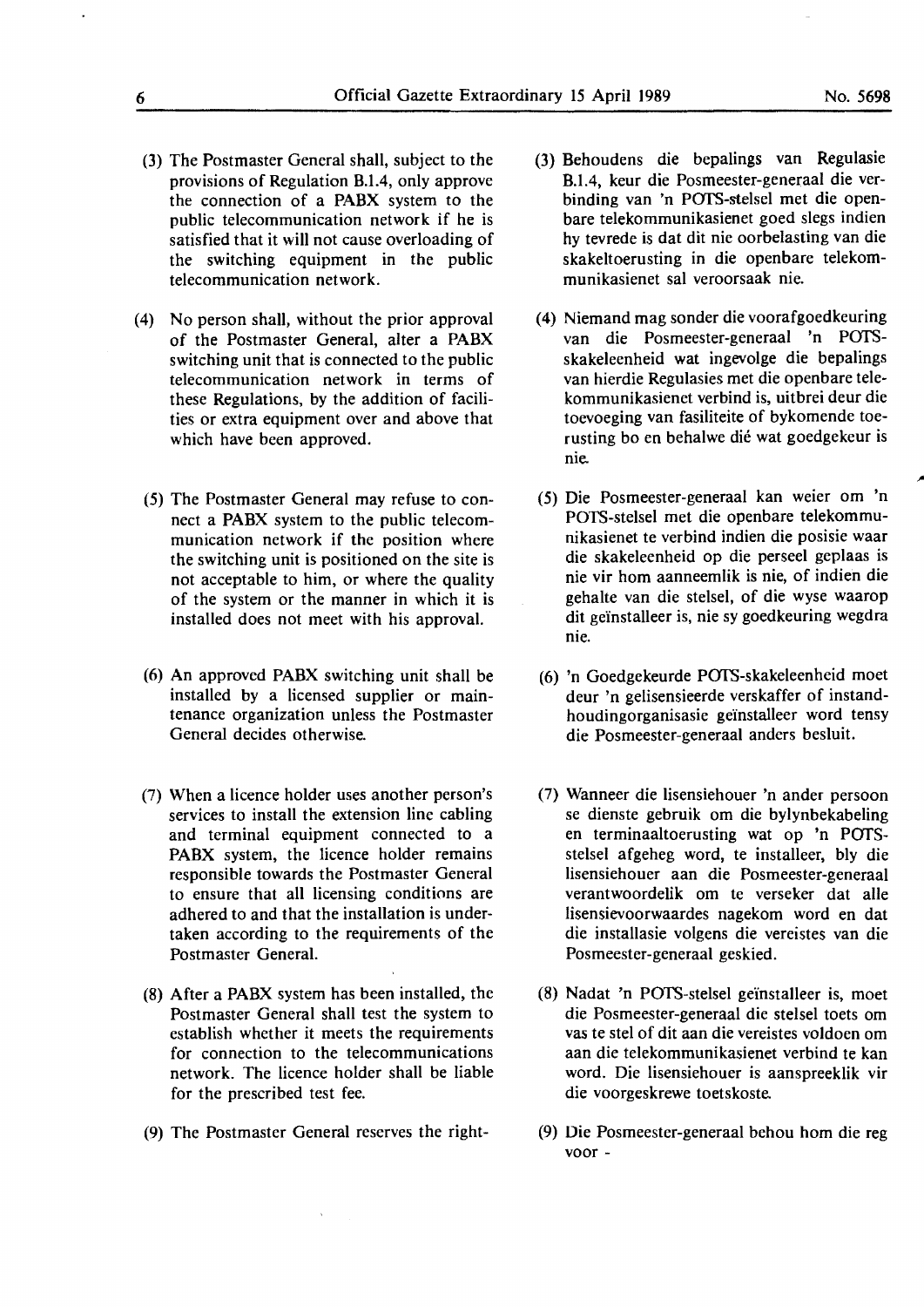(3) The Postmaster General shall, subject to the provisions of Regulation B.1.4, only approve the connection of a PABX system to the public telecommunication network if he is satisfied that it will not cause overloading of the switching equipment in the public telecommunication network.

(4) No person shall, without the prior approval of the Postmaster General, alter a PABX switching unit that is connected to the public telecommunication network in terms of these Regulations, by the addition of facilities or extra equipment over and above that which have been approved.

(5) The Postmaster General may refuse to connect a PABX system to the public telecommunication network if the position where the switching unit is positioned on the site is not acceptable to him, or where the quality of the system or the manner in which it is installed does not meet with his approval.

(6) An approved PABX switching unit shall be installed by a licensed supplier or maintenance organization unless the Postmaster General decides otherwise.

(7) When a licence holder uses another person's services to install the extension line cabling and terminal equipment connected to a PABX system, the licence holder remains responsible towards the Postmaster General to ensure that all licensing conditions are adhered to and that the installation is undertaken according to the requirements of the Postmaster General.

(8) After a PABX system has been installed, the Postmaster General shall test the system to establish whether it meets the requirements for connection to the telecommunications network. The licence holder shall be liable for the prescribed test fee.

(9) The Postmaster General reserves the right-

(3) Behoudens die bepalings van Regulasie B.1.4, keur die Posmeester-generaal die verbinding van 'n POTS-stelsel met die openbare telekommunikasienet goed slegs indien hy tevrede is dat dit nie oorbelasting van die skakeltoerusting in die openbare telekommunikasienet sal veroorsaak nie.

(4) Niemand mag sonder die voorafgoedkeuring van die Posmeester-generaal 'n POTS-skakeleenheid wat ingevolge die bepalings van hierdie Regulasies met die openbare telekommunikasienet verbind is, uitbrei deur die toevoeging van fasiliteite of bykomende toerusting bo en behalwe dié wat goedgekeur is nie.

(5) Die Posmeester-generaal kan weier om 'n POTS-stelsel met die openbare telekommunikasienet te verbind indien die posisie waar die skakeleenheid op die perseel geplaas is nie vir hom aanneemlik is nie, of indien die gehalte van die stelsel, of die wyse waarop dit geïnstalleer is, nie sy goedkeuring wegdra nie.

(6) 'n Goedgekeurde POTS-skakeleenheid moet deur 'n gelisensieerde verskaffer of instandhoudingorganisasie geïnstalleer word tensy die Posmeester-generaal anders besluit.

(7) Wanneer die lisensiehouer 'n ander persoon se dienste gebruik om die bylynbekabeling en terminaaltoerusting wat op 'n POTS-stelsel afgeheg word, te installeer, bly die lisensiehouer aan die Posmeester-generaal verantwoordelik om te verseker dat alle lisensievoorwaardes nagekom word en dat die installasie volgens die vereistes van die Posmeester-generaal geskied.

(8) Nadat 'n POTS-stelsel geïnstalleer is, moet die Posmeester-generaal die stelsel toets om vas te stel of dit aan die vereistes voldoen om aan die telekommunikasienet verbind te kan word. Die lisensiehouer is aanspreeklik vir die voorgeskrewe toetskoste.

(9) Die Posmeester-generaal behou hom die reg voor -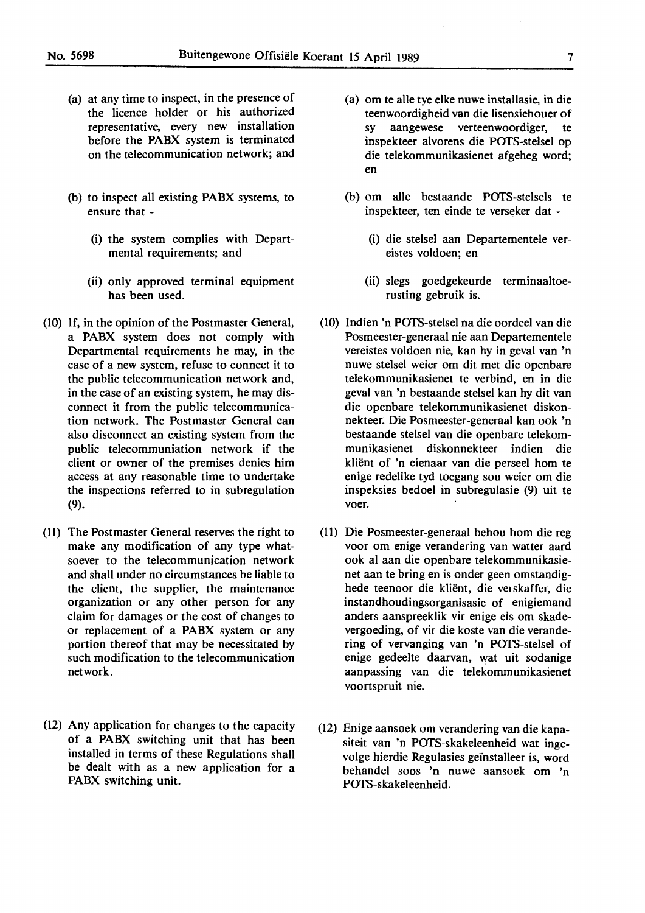(a) at any time to inspect, in the presence of the licence holder or his authorized representative, every new installation before the PABX system is terminated on the telecommunication network; and

(b) to inspect all existing PABX systems, to ensure that -

(i) the system complies with Departmental requirements; and

(ii) only approved terminal equipment has been used.

(10) If, in the opinion of the Postmaster General, a PABX system does not comply with Departmental requirements he may, in the case of a new system, refuse to connect it to the public telecommunication network and, in the case of an existing system, he may disconnect it from the public telecommunication network. The Postmaster General can also disconnect an existing system from the public telecommuniation network if the client or owner of the premises denies him access at any reasonable time to undertake the inspections referred to in subregulation (9).

(11) The Postmaster General reserves the right to make any modification of any type whatsoever to the telecommunication network and shall under no circumstances be liable to the client, the supplier, the maintenance organization or any other person for any claim for damages or the cost of changes to or replacement of a PABX system or any portion thereof that may be necessitated by such modification to the telecommunication network.

(12) Any application for changes to the capacity of a PABX switching unit that has been installed in terms of these Regulations shall be dealt with as a new application for a PABX switching unit.

(a) om te alle tye elke nuwe installasie, in die teenwoordigheid van die lisensiehouer of sy aangewese verteenwoordiger, te inspekteer alvorens die POTS-stelsel op die telekommunikasienet afgeheg word; en

(b) om alle bestaande POTS-stelsels te inspekteer, ten einde te verseker dat -

(i) die stelsel aan Departementele vereistes voldoen; en

(ii) slegs goedgekeurde terminaaltoerusting gebruik is.

(10) Indien 'n POTS-stelsel na die oordeel van die Posmeester-generaal nie aan Departementele vereistes voldoen nie, kan hy in geval van 'n nuwe stelsel weier om dit met die openbare telekommunikasienet te verbind, en in die geval van 'n bestaande stelsel kan hy dit van die openbare telekommunikasienet diskonnekteer. Die Posmeester-generaal kan ook 'n bestaande stelsel van die openbare telekommunikasienet diskonnekteer indien die kliënt of 'n eienaar van die perseel hom te enige redelike tyd toegang sou weier om die inspeksies bedoel in subregulasie (9) uit te voer.

(11) Die Posmeester-generaal behou hom die reg voor om enige verandering van watter aard ook al aan die openbare telekommunikasienet aan te bring en is onder geen omstandighede teenoor die kliënt, die verskaffer, die instandhoudingsorganisasie of enigiemand anders aanspreeklik vir enige eis om skadevergoeding, of vir die koste van die verandering of vervanging van 'n POTS-stelsel of enige gedeelte daarvan, wat uit sodanige aanpassing van die telekommunikasienet voortspruit nie.

(12) Enige aansoek om verandering van die kapasiteit van 'n POTS-skakeleenheid wat ingevolge hierdie Regulasies geïnstalleer is, word behandel soos 'n nuwe aansoek om 'n POTS-skakeleenheid.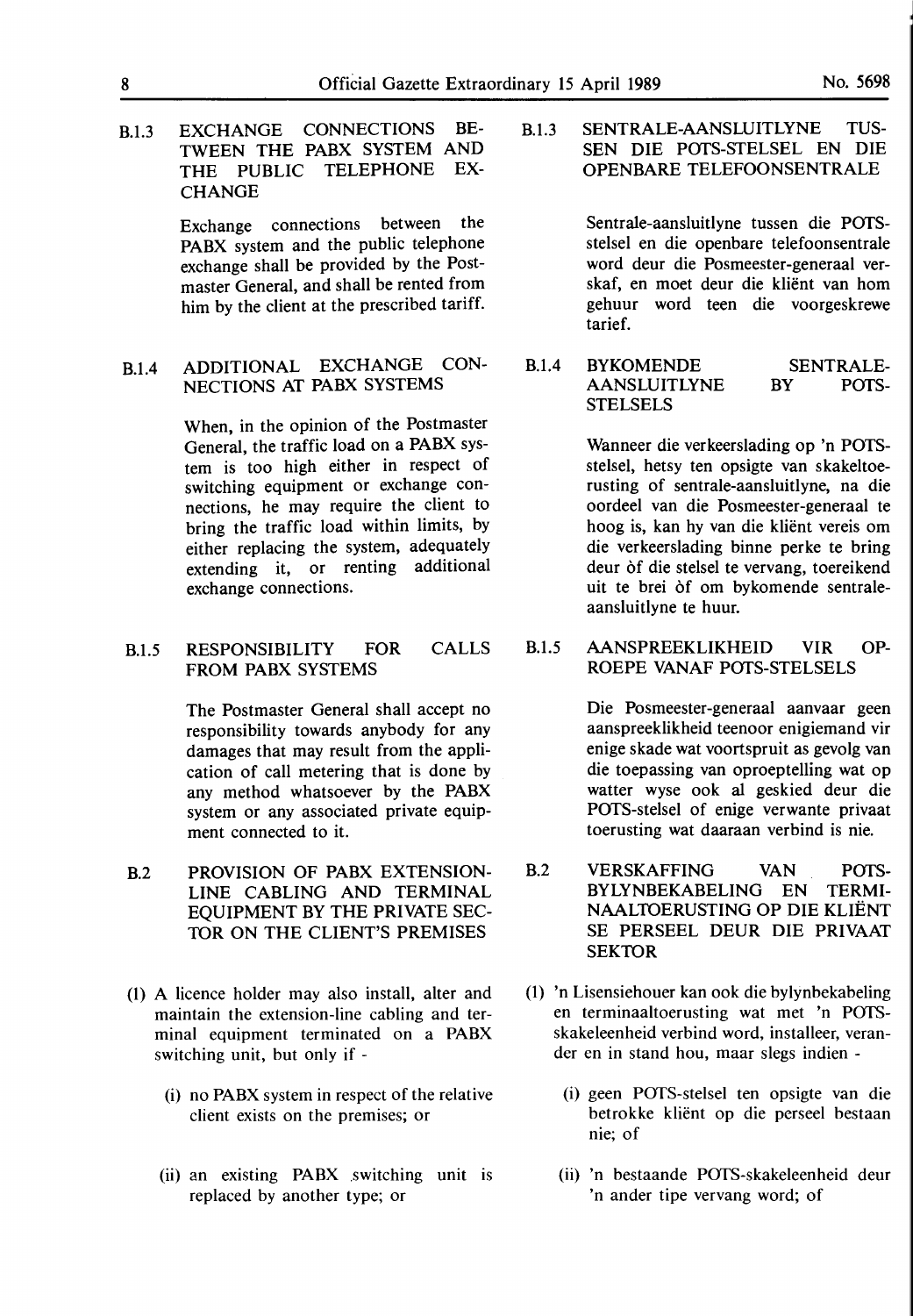### B.1.3 EXCHANGE CONNECTIONS BETWEEN THE PABX SYSTEM AND THE PUBLIC TELEPHONE EXCHANGE

Exchange connections between the PABX system and the public telephone exchange shall be provided by the Postmaster General, and shall be rented from him by the client at the prescribed tariff.

### B.1.4 ADDITIONAL EXCHANGE CONNECTIONS AT PABX SYSTEMS

When, in the opinion of the Postmaster General, the traffic load on a PABX system is too high either in respect of switching equipment or exchange connections, he may require the client to bring the traffic load within limits, by either replacing the system, adequately extending it, or renting additional exchange connections.

### B.1.5 RESPONSIBILITY FOR CALLS FROM PABX SYSTEMS

The Postmaster General shall accept no responsibility towards anybody for any damages that may result from the application of call metering that is done by any method whatsoever by the PABX system or any associated private equipment connected to it.

### B.2 PROVISION OF PABX EXTENSION-LINE CABLING AND TERMINAL EQUIPMENT BY THE PRIVATE SECTOR ON THE CLIENT'S PREMISES

(1) A licence holder may also install, alter and maintain the extension-line cabling and terminal equipment terminated on a PABX switching unit, but only if -

(i) no PABX system in respect of the relative client exists on the premises; or

(ii) an existing PABX switching unit is replaced by another type; or

### B.1.3 SENTRALE-AANSLUITLYNE TUSSEN DIE POTS-STELSEL EN DIE OPENBARE TELEFOONSENTRALE

Sentrale-aansluitlyne tussen die POTS-stelsel en die openbare telefoonsentrale word deur die Posmeester-generaal verskaf, en moet deur die kliënt van hom gehuur word teen die voorgeskrewe tarief.

### B.1.4 BYKOMENDE SENTRALE-AANSLUITLYNE BY POTS-STELSELS

Wanneer die verkeerslading op 'n POTS-stelsel, hetsy ten opsigte van skakeltoerusting of sentrale-aansluitlyne, na die oordeel van die Posmeester-generaal te hoog is, kan hy van die kliënt vereis om die verkeerslading binne perke te bring deur òf die stelsel te vervang, toereikend uit te brei òf om bykomende sentrale-aansluitlyne te huur.

### B.1.5 AANSPREEKLIKHEID VIR OPROEPE VANAF POTS-STELSELS

Die Posmeester-generaal aanvaar geen aanspreeklikheid teenoor enigiemand vir enige skade wat voortspruit as gevolg van die toepassing van oproeptelling wat op watter wyse ook al geskied deur die POTS-stelsel of enige verwante privaat toerusting wat daaraan verbind is nie.

### B.2 VERSKAFFING VAN POTS-BYLYNBEKABELING EN TERMINAALTOERUSTING OP DIE KLIËNT SE PERSEEL DEUR DIE PRIVAAT SEKTOR

(1) 'n Lisensiehouer kan ook die bylynbekabeling en terminaaltoerusting wat met 'n POTS-skakeleenheid verbind word, installeer, verander en in stand hou, maar slegs indien -

(i) geen POTS-stelsel ten opsigte van die betrokke kliënt op die perseel bestaan nie; of

(ii) 'n bestaande POTS-skakeleenheid deur 'n ander tipe vervang word; of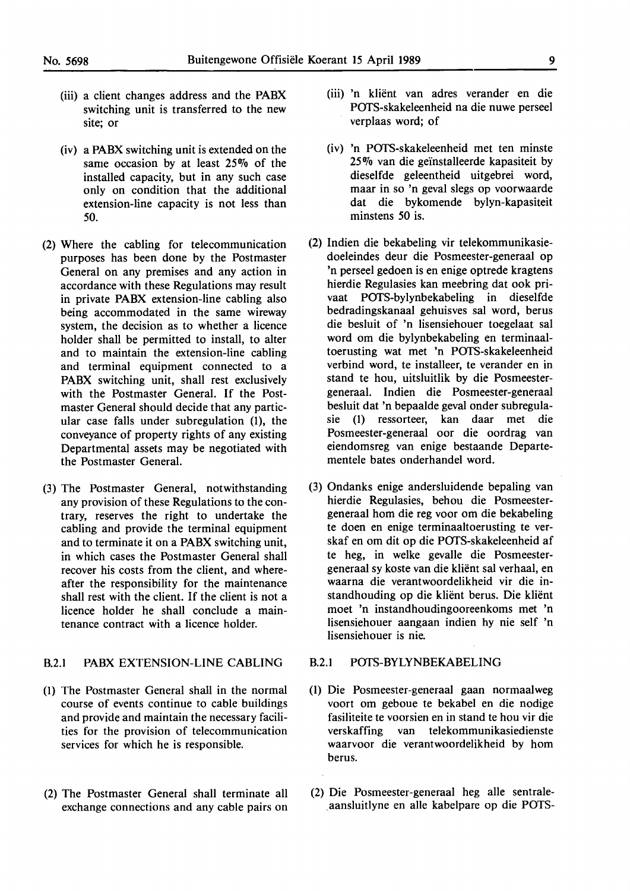(iii) a client changes address and the PABX switching unit is transferred to the new site; or

(iv) a PABX switching unit is extended on the same occasion by at least 25% of the installed capacity, but in any such case only on condition that the additional extension-line capacity is not less than 50.

(2) Where the cabling for telecommunication purposes has been done by the Postmaster General on any premises and any action in accordance with these Regulations may result in private PABX extension-line cabling also being accommodated in the same wireway system, the decision as to whether a licence holder shall be permitted to install, to alter and to maintain the extension-line cabling and terminal equipment connected to a PABX switching unit, shall rest exclusively with the Postmaster General. If the Postmaster General should decide that any particular case falls under subregulation (1), the conveyance of property rights of any existing Departmental assets may be negotiated with the Postmaster General.

(3) The Postmaster General, notwithstanding any provision of these Regulations to the contrary, reserves the right to undertake the cabling and provide the terminal equipment and to terminate it on a PABX switching unit, in which cases the Postmaster General shall recover his costs from the client, and whereafter the responsibility for the maintenance shall rest with the client. If the client is not a licence holder he shall conclude a maintenance contract with a licence holder.

### B.2.1 PABX EXTENSION-LINE CABLING

(1) The Postmaster General shall in the normal course of events continue to cable buildings and provide and maintain the necessary facilities for the provision of telecommunication services for which he is responsible.

(2) The Postmaster General shall terminate all exchange connections and any cable pairs on

(iii) 'n kliënt van adres verander en die POTS-skakeleenheid na die nuwe perseel verplaas word; of

(iv) 'n POTS-skakeleenheid met ten minste 25% van die geïnstalleerde kapasiteit by dieselfde geleentheid uitgebrei word, maar in so 'n geval slegs op voorwaarde dat die bykomende bylyn-kapasiteit minstens 50 is.

(2) Indien die bekabeling vir telekommunikasiedoeleindes deur die Posmeester-generaal op 'n perseel gedoen is en enige optrede kragtens hierdie Regulasies kan meebring dat ook privaat POTS-bylynbekabeling in dieselfde bedradingskanaal gehuisves sal word, berus die besluit of 'n lisensiehouer toegelaat sal word om die bylynbekabeling en terminaaltoerusting wat met 'n POTS-skakeleenheid verbind word, te installeer, te verander en in stand te hou, uitsluitlik by die Posmeester-generaal. Indien die Posmeester-generaal besluit dat 'n bepaalde geval onder subregulasie (1) ressorteer, kan daar met die Posmeester-generaal oor die oordrag van eiendomsreg van enige bestaande Departementele bates onderhandel word.

(3) Ondanks enige andersluidende bepaling van hierdie Regulasies, behou die Posmeester-generaal hom die reg voor om die bekabeling te doen en enige terminaaltoerusting te verskaf en om dit op die POTS-skakeleenheid af te heg, in welke gevalle die Posmeester-generaal sy koste van die kliënt sal verhaal, en waarna die verantwoordelikheid vir die instandhouding op die kliënt berus. Die kliënt moet 'n instandhoudingooreenkoms met 'n lisensiehouer aangaan indien hy nie self 'n lisensiehouer is nie.

### B.2.1 POTS-BYLYNBEKABELING

(1) Die Posmeester-generaal gaan normaalweg voort om geboue te bekabel en die nodige fasiliteite te voorsien en in stand te hou vir die verskaffing van telekommunikasiedienste waarvoor die verantwoordelikheid by hom berus.

(2) Die Posmeester-generaal heg alle sentrale-aansluitlyne en alle kabelpare op die POTS-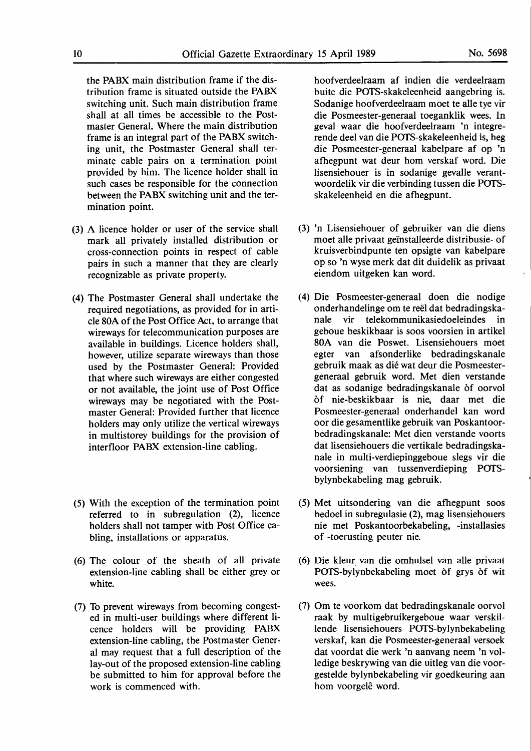the PABX main distribution frame if the distribution frame is situated outside the PABX switching unit. Such main distribution frame shall at all times be accessible to the Postmaster General. Where the main distribution frame is an integral part of the PABX switching unit, the Postmaster General shall terminate cable pairs on a termination point provided by him. The licence holder shall in such cases be responsible for the connection between the PABX switching unit and the termination point.

(3) A licence holder or user of the service shall mark all privately installed distribution or cross-connection points in respect of cable pairs in such a manner that they are clearly recognizable as private property.

(4) The Postmaster General shall undertake the required negotiations, as provided for in article 80A of the Post Office Act, to arrange that wireways for telecommunication purposes are available in buildings. Licence holders shall, however, utilize separate wireways than those used by the Postmaster General: Provided that where such wireways are either congested or not available, the joint use of Post Office wireways may be negotiated with the Postmaster General: Provided further that licence holders may only utilize the vertical wireways in multistorey buildings for the provision of interfloor PABX extension-line cabling.

(5) With the exception of the termination point referred to in subregulation (2), licence holders shall not tamper with Post Office cabling, installations or apparatus.

(6) The colour of the sheath of all private extension-line cabling shall be either grey or white.

(7) To prevent wireways from becoming congested in multi-user buildings where different licence holders will be providing PABX extension-line cabling, the Postmaster General may request that a full description of the lay-out of the proposed extension-line cabling be submitted to him for approval before the work is commenced with.

hoofverdeelraam af indien die verdeelraam buite die POTS-skakeleenheid aangebring is. Sodanige hoofverdeelraam moet te alle tye vir die Posmeester-generaal toeganklik wees. In geval waar die hoofverdeelraam 'n integrerende deel van die POTS-skakeleenheid is, heg die Posmeester-generaal kabelpare af op 'n afhegpunt wat deur hom verskaf word. Die lisensiehouer is in sodanige gevalle verantwoordelik vir die verbinding tussen die POTS-skakeleenheid en die afhegpunt.

(3) 'n Lisensiehouer of gebruiker van die diens moet alle privaat geïnstalleerde distribusie- of kruisverbindpunte ten opsigte van kabelpare op so 'n wyse merk dat dit duidelik as privaat eiendom uitgeken kan word.

(4) Die Posmeester-generaal doen die nodige onderhandelinge om te reël dat bedradingskanale vir telekommunikasiedoeleindes in geboue beskikbaar is soos voorsien in artikel 80A van die Poswet. Lisensiehouers moet egter van afsonderlike bedradingskanale gebruik maak as dié wat deur die Posmeester-generaal gebruik word. Met dien verstande dat as sodanige bedradingskanale òf oorvol òf nie-beskikbaar is nie, daar met die Posmeester-generaal onderhandel kan word oor die gesamentlike gebruik van Poskantoor-bedradingskanale: Met dien verstande voorts dat lisensiehouers die vertikale bedradingskanale in multi-verdiepinggeboue slegs vir die voorsiening van tussenverdieping POTS-bylynbekabeling mag gebruik.

(5) Met uitsondering van die afhegpunt soos bedoel in subregulasie (2), mag lisensiehouers nie met Poskantoorbekabeling, -installasies of -toerusting peuter nie.

(6) Die kleur van die omhulsel van alle privaat POTS-bylynbekabeling moet òf grys òf wit wees.

(7) Om te voorkom dat bedradingskanale oorvol raak by multigebruikergeboue waar verskillende lisensiehouers POTS-bylynbekabeling verskaf, kan die Posmeester-generaal versoek dat voordat die werk 'n aanvang neem 'n volledige beskrywing van die uitleg van die voorgestelde bylynbekabeling vir goedkeuring aan hom voorgelê word.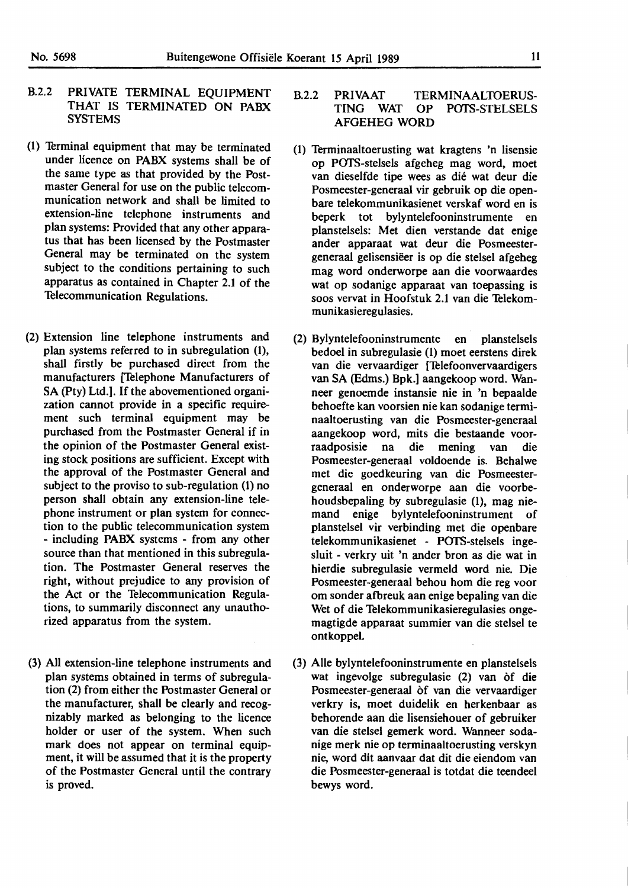## B.2.2 PRIVATE TERMINAL EQUIPMENT THAT IS TERMINATED ON PABX SYSTEMS

(1) Terminal equipment that may be terminated under licence on PABX systems shall be of the same type as that provided by the Postmaster General for use on the public telecommunication network and shall be limited to extension-line telephone instruments and plan systems: Provided that any other apparatus that has been licensed by the Postmaster General may be terminated on the system subject to the conditions pertaining to such apparatus as contained in Chapter 2.1 of the Telecommunication Regulations.

(2) Extension line telephone instruments and plan systems referred to in subregulation (1), shall firstly be purchased direct from the manufacturers [Telephone Manufacturers of SA (Pty) Ltd.]. If the abovementioned organization cannot provide in a specific requirement such terminal equipment may be purchased from the Postmaster General if in the opinion of the Postmaster General existing stock positions are sufficient. Except with the approval of the Postmaster General and subject to the proviso to sub-regulation (1) no person shall obtain any extension-line telephone instrument or plan system for connection to the public telecommunication system - including PABX systems - from any other source than that mentioned in this subregulation. The Postmaster General reserves the right, without prejudice to any provision of the Act or the Telecommunication Regulations, to summarily disconnect any unauthorized apparatus from the system.

(3) All extension-line telephone instruments and plan systems obtained in terms of subregulation (2) from either the Postmaster General or the manufacturer, shall be clearly and recognizably marked as belonging to the licence holder or user of the system. When such mark does not appear on terminal equipment, it will be assumed that it is the property of the Postmaster General until the contrary is proved.

## B.2.2 PRIVAAT TERMINAALTOERUSTING WAT OP POTS-STELSELS AFGEHEG WORD

(1) Terminaaltoerusting wat kragtens 'n lisensie op POTS-stelsels afgeheg mag word, moet van dieselfde tipe wees as dié wat deur die Posmeester-generaal vir gebruik op die openbare telekommunikasienet verskaf word en is beperk tot bylyntelefooninstrumente en planstelsels: Met dien verstande dat enige ander apparaat wat deur die Posmeester-generaal gelisensiëer is op die stelsel afgeheg mag word onderworpe aan die voorwaardes wat op sodanige apparaat van toepassing is soos vervat in Hoofstuk 2.1 van die Telekommunikasieregulasies.

(2) Bylyntelefooninstrumente en planstelsels bedoel in subregulasie (1) moet eerstens direk van die vervaardiger [Telefoonvervaardigers van SA (Edms.) Bpk.] aangekoop word. Wanneer genoemde instansie nie in 'n bepaalde behoefte kan voorsien nie kan sodanige terminaaltoerusting van die Posmeester-generaal aangekoop word, mits die bestaande voorraadposisie na die mening van die Posmeester-generaal voldoende is. Behalwe met die goedkeuring van die Posmeester-generaal en onderworpe aan die voorbehoudsbepaling by subregulasie (1), mag niemand enige bylyntelefooninstrument of planstelsel vir verbinding met die openbare telekommunikasienet - POTS-stelsels ingesluit - verkry uit 'n ander bron as die wat in hierdie subregulasie vermeld word nie. Die Posmeester-generaal behou hom die reg voor om sonder afbreuk aan enige bepaling van die Wet of die Telekommunikasieregulasies ongemagtigde apparaat summier van die stelsel te ontkoppel.

(3) Alle bylyntelefooninstrumente en planstelsels wat ingevolge subregulasie (2) van òf die Posmeester-generaal òf van die vervaardiger verkry is, moet duidelik en herkenbaar as behorende aan die lisensiehouer of gebruiker van die stelsel gemerk word. Wanneer sodanige merk nie op terminaaltoerusting verskyn nie, word dit aanvaar dat dit die eiendom van die Posmeester-generaal is totdat die teendeel bewys word.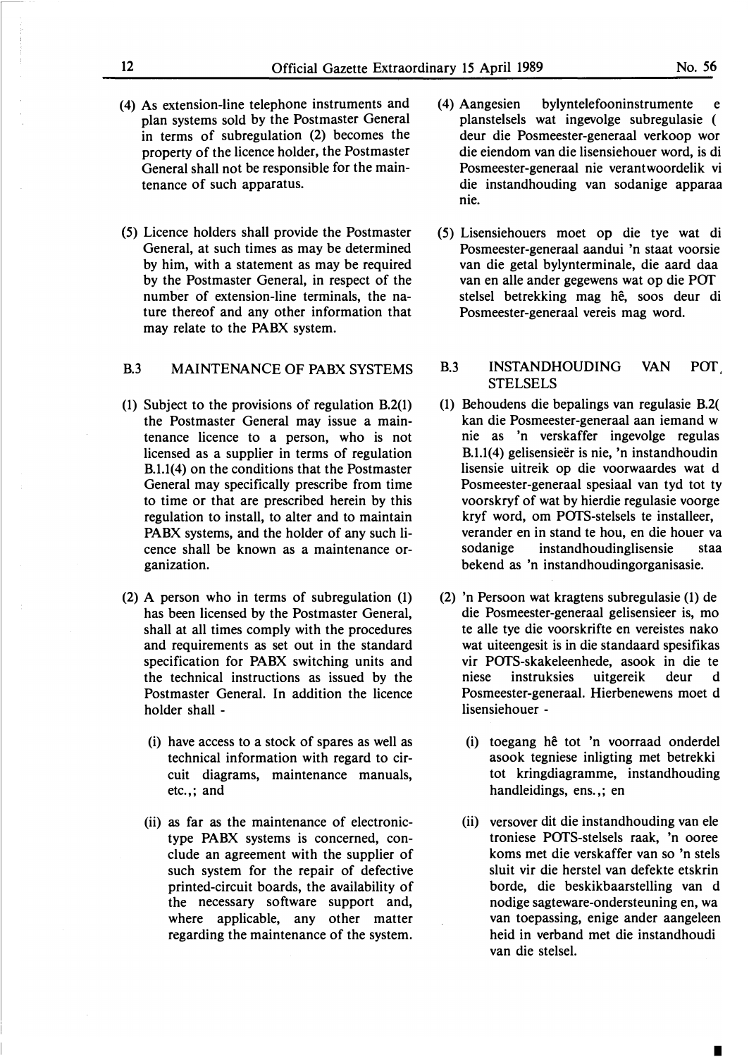(4) As extension-line telephone instruments and plan systems sold by the Postmaster General in terms of subregulation (2) becomes the property of the licence holder, the Postmaster General shall not be responsible for the maintenance of such apparatus.

(5) Licence holders shall provide the Postmaster General, at such times as may be determined by him, with a statement as may be required by the Postmaster General, in respect of the number of extension-line terminals, the nature thereof and any other information that may relate to the PABX system.

### B.3 MAINTENANCE OF PABX SYSTEMS

(1) Subject to the provisions of regulation B.2(1) the Postmaster General may issue a maintenance licence to a person, who is not licensed as a supplier in terms of regulation B.1.1(4) on the conditions that the Postmaster General may specifically prescribe from time to time or that are prescribed herein by this regulation to install, to alter and to maintain PABX systems, and the holder of any such licence shall be known as a maintenance organization.

(2) A person who in terms of subregulation (1) has been licensed by the Postmaster General, shall at all times comply with the procedures and requirements as set out in the standard specification for PABX switching units and the technical instructions as issued by the Postmaster General. In addition the licence holder shall -

(i) have access to a stock of spares as well as technical information with regard to circuit diagrams, maintenance manuals, etc.,; and

(ii) as far as the maintenance of electronic-type PABX systems is concerned, conclude an agreement with the supplier of such system for the repair of defective printed-circuit boards, the availability of the necessary software support and, where applicable, any other matter regarding the maintenance of the system.

(4) Aangesien bylyntelefooninstrumente e planstelsels wat ingevolge subregulasie ( deur die Posmeester-generaal verkoop wor die eiendom van die lisensiehouer word, is di Posmeester-generaal nie verantwoordelik vi die instandhouding van sodanige apparaa nie.

(5) Lisensiehouers moet op die tye wat di Posmeester-generaal aandui 'n staat voorsie van die getal bylynterminale, die aard daa van en alle ander gegewens wat op die POT stelsel betrekking mag hê, soos deur di Posmeester-generaal vereis mag word.

### B.3 INSTANDHOUDING VAN POT STELSELS

(1) Behoudens die bepalings van regulasie B.2( kan die Posmeester-generaal aan iemand w nie as 'n verskaffer ingevolge regulas B.1.1(4) gelisensieër is nie, 'n instandhoudin lisensie uitreik op die voorwaardes wat d Posmeester-generaal spesiaal van tyd tot ty voorskryf of wat by hierdie regulasie voorge kryf word, om POTS-stelsels te installeer, verander en in stand te hou, en die houer va sodanige instandhoudinglisensie staa bekend as 'n instandhoudingorganisasie.

(2) 'n Persoon wat kragtens subregulasie (1) de die Posmeester-generaal gelisensieer is, mo te alle tye die voorskrifte en vereistes nako wat uiteengesit is in die standaard spesifikas vir POTS-skakeleenhede, asook in die te niese instruksies uitgereik deur d Posmeester-generaal. Hierbenewens moet d lisensiehouer -

(i) toegang hê tot 'n voorraad onderdel asook tegniese inligting met betrekki tot kringdiagramme, instandhouding handleidings, ens.,; en

(ii) versover dit die instandhouding van ele troniese POTS-stelsels raak, 'n ooree koms met die verskaffer van so 'n stels sluit vir die herstel van defekte etskrin borde, die beskikbaarstelling van d nodige sagteware-ondersteuning en, wa van toepassing, enige ander aangeleen heid in verband met die instandhoudi van die stelsel.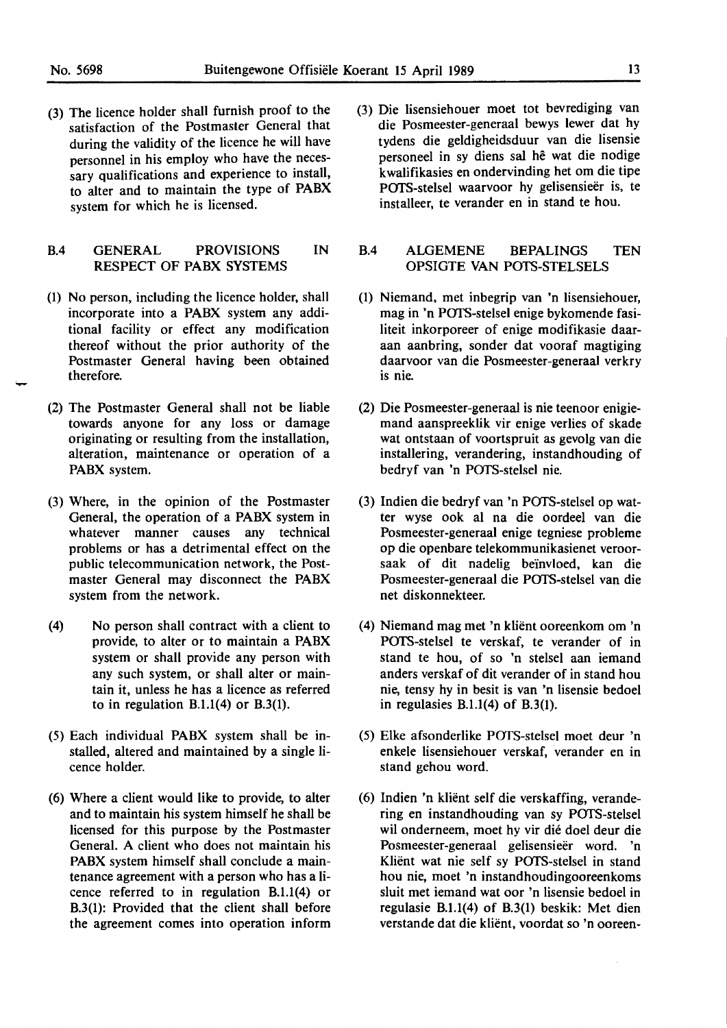(3) The licence holder shall furnish proof to the satisfaction of the Postmaster General that during the validity of the licence he will have personnel in his employ who have the necessary qualifications and experience to install, to alter and to maintain the type of PABX system for which he is licensed.

## B.4 GENERAL PROVISIONS IN RESPECT OF PABX SYSTEMS

(1) No person, including the licence holder, shall incorporate into a PABX system any additional facility or effect any modification thereof without the prior authority of the Postmaster General having been obtained therefore.

(2) The Postmaster General shall not be liable towards anyone for any loss or damage originating or resulting from the installation, alteration, maintenance or operation of a PABX system.

(3) Where, in the opinion of the Postmaster General, the operation of a PABX system in whatever manner causes any technical problems or has a detrimental effect on the public telecommunication network, the Postmaster General may disconnect the PABX system from the network.

(4) No person shall contract with a client to provide, to alter or to maintain a PABX system or shall provide any person with any such system, or shall alter or maintain it, unless he has a licence as referred to in regulation B.1.1(4) or B.3(1).

(5) Each individual PABX system shall be installed, altered and maintained by a single licence holder.

(6) Where a client would like to provide, to alter and to maintain his system himself he shall be licensed for this purpose by the Postmaster General. A client who does not maintain his PABX system himself shall conclude a maintenance agreement with a person who has a licence referred to in regulation B.1.1(4) or B.3(1): Provided that the client shall before the agreement comes into operation inform

(3) Die lisensiehouer moet tot bevrediging van die Posmeester-generaal bewys lewer dat hy tydens die geldigheidsduur van die lisensie personeel in sy diens sal hê wat die nodige kwalifikasies en ondervinding het om die tipe POTS-stelsel waarvoor hy gelisensieër is, te installeer, te verander en in stand te hou.

## B.4 ALGEMENE BEPALINGS TEN OPSIGTE VAN POTS-STELSELS

(1) Niemand, met inbegrip van 'n lisensiehouer, mag in 'n POTS-stelsel enige bykomende fasiliteit inkorporeer of enige modifikasie daaraan aanbring, sonder dat vooraf magtiging daarvoor van die Posmeester-generaal verkry is nie.

(2) Die Posmeester-generaal is nie teenoor enigiemand aanspreeklik vir enige verlies of skade wat ontstaan of voortspruit as gevolg van die installering, verandering, instandhouding of bedryf van 'n POTS-stelsel nie.

(3) Indien die bedryf van 'n POTS-stelsel op watter wyse ook al na die oordeel van die Posmeester-generaal enige tegniese probleme op die openbare telekommunikasienet veroorsaak of dit nadelig beïnvloed, kan die Posmeester-generaal die POTS-stelsel van die net diskonnekteer.

(4) Niemand mag met 'n kliënt ooreenkom om 'n POTS-stelsel te verskaf, te verander of in stand te hou, of so 'n stelsel aan iemand anders verskaf of dit verander of in stand hou nie, tensy hy in besit is van 'n lisensie bedoel in regulasies B.1.1(4) of B.3(1).

(5) Elke afsonderlike POTS-stelsel moet deur 'n enkele lisensiehouer verskaf, verander en in stand gehou word.

(6) Indien 'n kliënt self die verskaffing, verandering en instandhouding van sy POTS-stelsel wil onderneem, moet hy vir dié doel deur die Posmeester-generaal gelisensieër word. 'n Kliënt wat nie self sy POTS-stelsel in stand hou nie, moet 'n instandhoudingooreenkoms sluit met iemand wat oor 'n lisensie bedoel in regulasie B.1.1(4) of B.3(1) beskik: Met dien verstande dat die kliënt, voordat so 'n ooreen-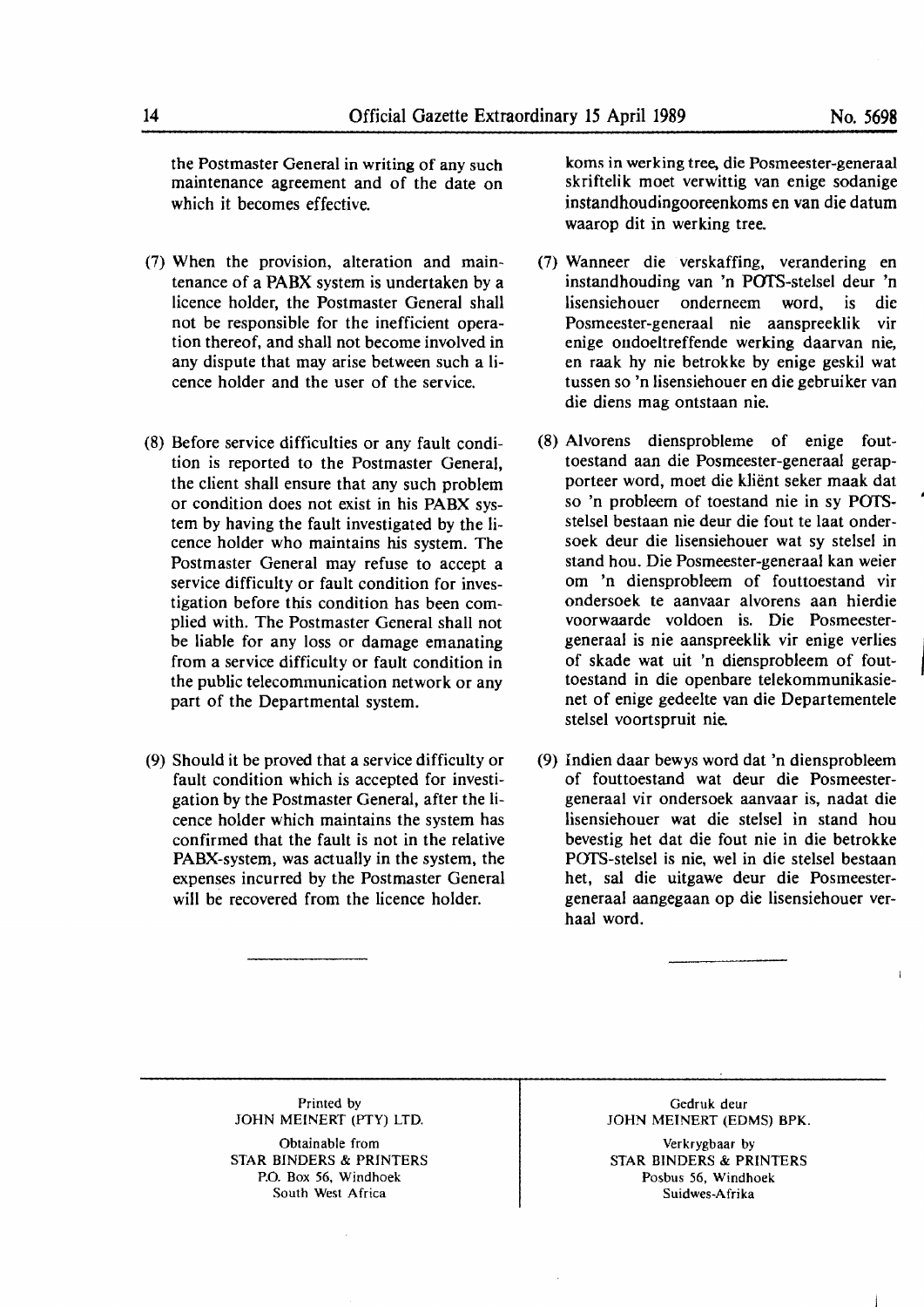the Postmaster General in writing of any such maintenance agreement and of the date on which it becomes effective.

(7) When the provision, alteration and maintenance of a PABX system is undertaken by a licence holder, the Postmaster General shall not be responsible for the inefficient operation thereof, and shall not become involved in any dispute that may arise between such a licence holder and the user of the service.

(8) Before service difficulties or any fault condition is reported to the Postmaster General, the client shall ensure that any such problem or condition does not exist in his PABX system by having the fault investigated by the licence holder who maintains his system. The Postmaster General may refuse to accept a service difficulty or fault condition for investigation before this condition has been complied with. The Postmaster General shall not be liable for any loss or damage emanating from a service difficulty or fault condition in the public telecommunication network or any part of the Departmental system.

(9) Should it be proved that a service difficulty or fault condition which is accepted for investigation by the Postmaster General, after the licence holder which maintains the system has confirmed that the fault is not in the relative PABX-system, was actually in the system, the expenses incurred by the Postmaster General will be recovered from the licence holder.

koms in werking tree, die Posmeester-generaal skriftelik moet verwittig van enige sodanige instandhoudingooreenkoms en van die datum waarop dit in werking tree.

(7) Wanneer die verskaffing, verandering en instandhouding van 'n POTS-stelsel deur 'n lisensiehouer onderneem word, is die Posmeester-generaal nie aanspreeklik vir enige ondoeltreffende werking daarvan nie, en raak hy nie betrokke by enige geskil wat tussen so 'n lisensiehouer en die gebruiker van die diens mag ontstaan nie.

(8) Alvorens diensprobleme of enige fouttoestand aan die Posmeester-generaal gerapporteer word, moet die kliënt seker maak dat so 'n probleem of toestand nie in sy POTS-stelsel bestaan nie deur die fout te laat ondersoek deur die lisensiehouer wat sy stelsel in stand hou. Die Posmeester-generaal kan weier om 'n diensprobleem of fouttoestand vir ondersoek te aanvaar alvorens aan hierdie voorwaarde voldoen is. Die Posmeester-generaal is nie aanspreeklik vir enige verlies of skade wat uit 'n diensprobleem of fouttoestand in die openbare telekommunikasienet of enige gedeelte van die Departementele stelsel voortspruit nie.

(9) Indien daar bewys word dat 'n diensprobleem of fouttoestand wat deur die Posmeester-generaal vir ondersoek aanvaar is, nadat die lisensiehouer wat die stelsel in stand hou bevestig het dat die fout nie in die betrokke POTS-stelsel is nie, wel in die stelsel bestaan het, sal die uitgawe deur die Posmeester-generaal aangegaan op die lisensiehouer verhaal word.

---

Printed by
JOHN MEINERT (PTY) LTD.
Obtainable from
STAR BINDERS & PRINTERS
P.O. Box 56, Windhoek
South West Africa

Gedruk deur
JOHN MEINERT (EDMS) BPK.
Verkrygbaar by
STAR BINDERS & PRINTERS
Posbus 56, Windhoek
Suidwes-Afrika